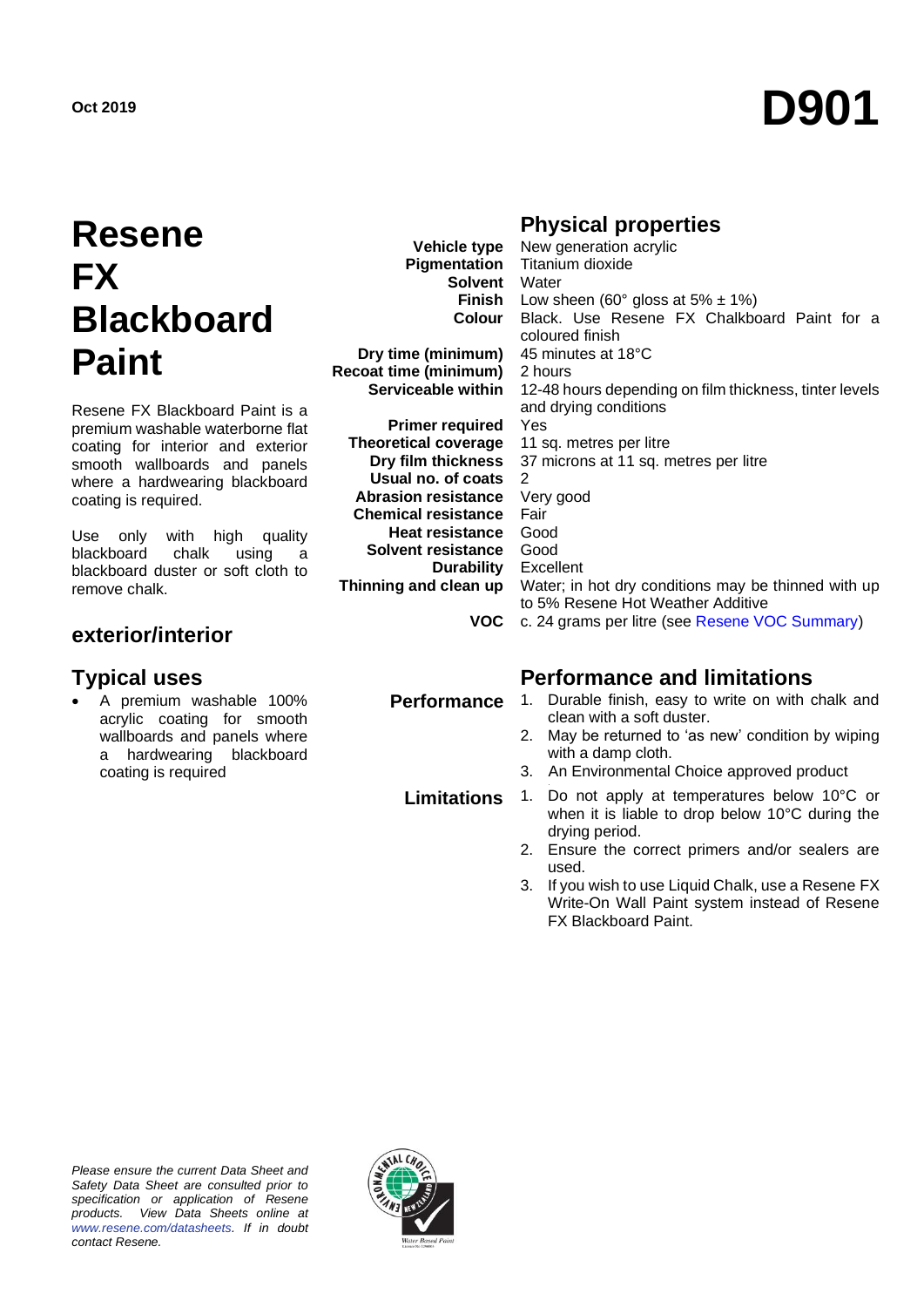Oct 2019

# D901

# Resene FX Blackboard Paint

Resene FX Blackboard Paint is a premium washable waterborne flat coating for interior and exterior smooth wallboards and panels where a hardwearing blackboard coating is required.

Use only with high quality blackboard chalk using a blackboard duster or soft cloth to remove chalk.

## exterior/interior

## Typical uses

- A premium washable 100% acrylic coating for smooth wallboards and panels where a hardwearing blackboard coating is required

## Physical properties

| | |
|---|---|
| **Vehicle type** | New generation acrylic |
| **Pigmentation** | Titanium dioxide |
| **Solvent** | Water |
| **Finish** | Low sheen (60° gloss at 5% ± 1%) |
| **Colour** | Black. Use Resene FX Chalkboard Paint for a coloured finish |
| **Dry time (minimum)** | 45 minutes at 18°C |
| **Recoat time (minimum)** | 2 hours |
| **Serviceable within** | 12-48 hours depending on film thickness, tinter levels and drying conditions |
| **Primer required** | Yes |
| **Theoretical coverage** | 11 sq. metres per litre |
| **Dry film thickness** | 37 microns at 11 sq. metres per litre |
| **Usual no. of coats** | 2 |
| **Abrasion resistance** | Very good |
| **Chemical resistance** | Fair |
| **Heat resistance** | Good |
| **Solvent resistance** | Good |
| **Durability** | Excellent |
| **Thinning and clean up** | Water; in hot dry conditions may be thinned with up to 5% Resene Hot Weather Additive |
| **VOC** | c. 24 grams per litre (see Resene VOC Summary) |

## Performance and limitations

**Performance**

1. Durable finish, easy to write on with chalk and clean with a soft duster.
2. May be returned to 'as new' condition by wiping with a damp cloth.
3. An Environmental Choice approved product

**Limitations**

1. Do not apply at temperatures below 10°C or when it is liable to drop below 10°C during the drying period.
2. Ensure the correct primers and/or sealers are used.
3. If you wish to use Liquid Chalk, use a Resene FX Write-On Wall Paint system instead of Resene FX Blackboard Paint.

*Please ensure the current Data Sheet and Safety Data Sheet are consulted prior to specification or application of Resene products. View Data Sheets online at www.resene.com/datasheets. If in doubt contact Resene.*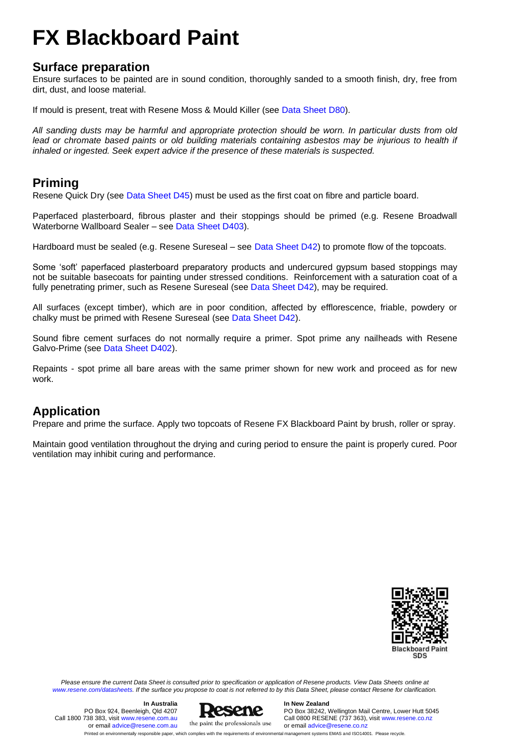# FX Blackboard Paint

## Surface preparation

Ensure surfaces to be painted are in sound condition, thoroughly sanded to a smooth finish, dry, free from dirt, dust, and loose material.

If mould is present, treat with Resene Moss & Mould Killer (see Data Sheet D80).

*All sanding dusts may be harmful and appropriate protection should be worn. In particular dusts from old lead or chromate based paints or old building materials containing asbestos may be injurious to health if inhaled or ingested. Seek expert advice if the presence of these materials is suspected.*

## Priming

Resene Quick Dry (see Data Sheet D45) must be used as the first coat on fibre and particle board.

Paperfaced plasterboard, fibrous plaster and their stoppings should be primed (e.g. Resene Broadwall Waterborne Wallboard Sealer – see Data Sheet D403).

Hardboard must be sealed (e.g. Resene Sureseal – see Data Sheet D42) to promote flow of the topcoats.

Some 'soft' paperfaced plasterboard preparatory products and undercured gypsum based stoppings may not be suitable basecoats for painting under stressed conditions. Reinforcement with a saturation coat of a fully penetrating primer, such as Resene Sureseal (see Data Sheet D42), may be required.

All surfaces (except timber), which are in poor condition, affected by efflorescence, friable, powdery or chalky must be primed with Resene Sureseal (see Data Sheet D42).

Sound fibre cement surfaces do not normally require a primer. Spot prime any nailheads with Resene Galvo-Prime (see Data Sheet D402).

Repaints - spot prime all bare areas with the same primer shown for new work and proceed as for new work.

## Application

Prepare and prime the surface. Apply two topcoats of Resene FX Blackboard Paint by brush, roller or spray.

Maintain good ventilation throughout the drying and curing period to ensure the paint is properly cured. Poor ventilation may inhibit curing and performance.

Blackboard Paint SDS

*Please ensure the current Data Sheet is consulted prior to specification or application of Resene products. View Data Sheets online at www.resene.com/datasheets. If the surface you propose to coat is not referred to by this Data Sheet, please contact Resene for clarification.*

**In Australia**
PO Box 924, Beenleigh, Qld 4207
Call 1800 738 383, visit www.resene.com.au
or email advice@resene.com.au

Resene
the paint the professionals use

**In New Zealand**
PO Box 38242, Wellington Mail Centre, Lower Hutt 5045
Call 0800 RESENE (737 363), visit www.resene.co.nz
or email advice@resene.co.nz

Printed on environmentally responsible paper, which complies with the requirements of environmental management systems EMAS and ISO14001. Please recycle.